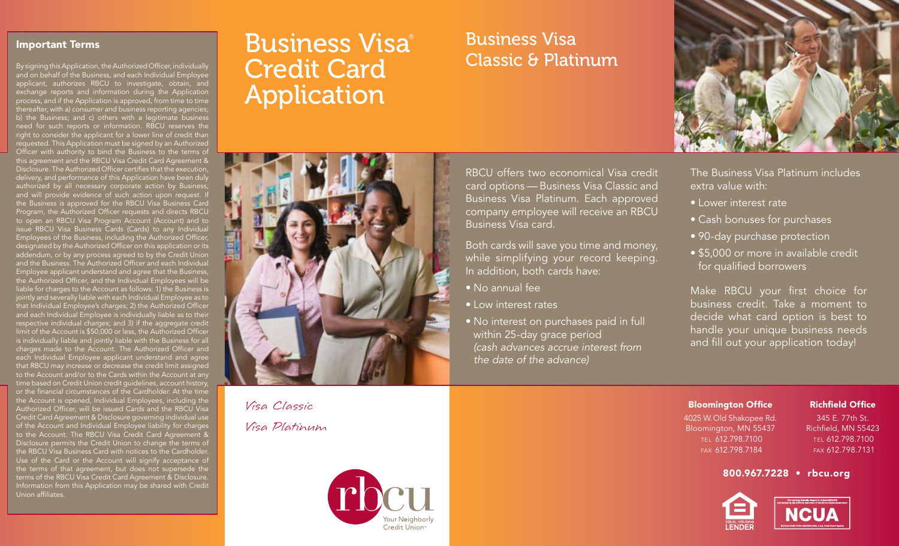# Business Visa® Credit Card Application

## Business Visa Classic & Platinum

RBCU offers two economical Visa credit card options — Business Visa Classic and Business Visa Platinum. Each approved company employee will receive an RBCU Business Visa card.

Both cards will save you time and money, while simplifying your record keeping. In addition, both cards have:

- No annual fee
- Low interest rates
- No interest on purchases paid in full within 25-day grace period *(cash advances accrue interest from the date of the advance)*

The Business Visa Platinum includes extra value with:

- Lower interest rate
- Cash bonuses for purchases
- 90-day purchase protection
- $5,000 or more in available credit for qualified borrowers

Make RBCU your first choice for business credit. Take a moment to decide what card option is best to handle your unique business needs and fill out your application today!

*Visa Classic*

*Visa Platinum*

### Important Terms

By signing this Application, the Authorized Officer, individually and on behalf of the Business, and each Individual Employee applicant, authorizes RBCU to investigate, obtain, and exchange reports and information during the Application process, and if the Application is approved, from time to time thereafter, with a) consumer and business reporting agencies; b) the Business; and c) others with a legitimate business need for such reports or information. RBCU reserves the right to consider the applicant for a lower line of credit than requested. This Application must be signed by an Authorized Officer with authority to bind the Business to the terms of this agreement and the RBCU Visa Credit Card Agreement & Disclosure. The Authorized Officer certifies that the execution, delivery, and performance of this Application have been duly authorized by all necessary corporate action by Business, and will provide evidence of such action upon request. If the Business is approved for the RBCU Visa Business Card Program, the Authorized Officer requests and directs RBCU to open an RBCU Visa Program Account (Account) and to issue RBCU Visa Business Cards (Cards) to any Individual Employees of the Business, including the Authorized Officer, designated by the Authorized Officer on this application or its addendum, or by any process agreed to by the Credit Union and the Business. The Authorized Officer and each Individual Employee applicant understand and agree that the Business, the Authorized Officer, and the Individual Employees will be liable for charges to the Account as follows: 1) the Business is jointly and severally liable with each Individual Employee as to that Individual Employee's charges; 2) the Authorized Officer and each Individual Employee is individually liable as to their respective individual charges; and 3) if the aggregate credit limit of the Account is $50,000 or less, the Authorized Officer is individually liable and jointly liable with the Business for all charges made to the Account. The Authorized Officer and each Individual Employee applicant understand and agree that RBCU may increase or decrease the credit limit assigned to the Account and/or to the Cards within the Account at any time based on Credit Union credit guidelines, account history, or the financial circumstances of the Cardholder. At the time the Account is opened, Individual Employees, including the Authorized Officer, will be issued Cards and the RBCU Visa Credit Card Agreement & Disclosure governing individual use of the Account and Individual Employee liability for charges to the Account. The RBCU Visa Credit Card Agreement & Disclosure permits the Credit Union to change the terms of the RBCU Visa Business Card with notices to the Cardholder. Use of the Card or the Account will signify acceptance of the terms of that agreement, but does not supersede the terms of the RBCU Visa Credit Card Agreement & Disclosure. Information from this Application may be shared with Credit Union affiliates.

rbcu — Your Neighborly Credit Union™

**Bloomington Office**
4025 W. Old Shakopee Rd.
Bloomington, MN 55437
TEL 612.798.7100
FAX 612.798.7184

**Richfield Office**
345 E. 77th St.
Richfield, MN 55423
TEL 612.798.7100
FAX 612.798.7131

**800.967.7228 • rbcu.org**

EQUAL HOUSING LENDER

NCUA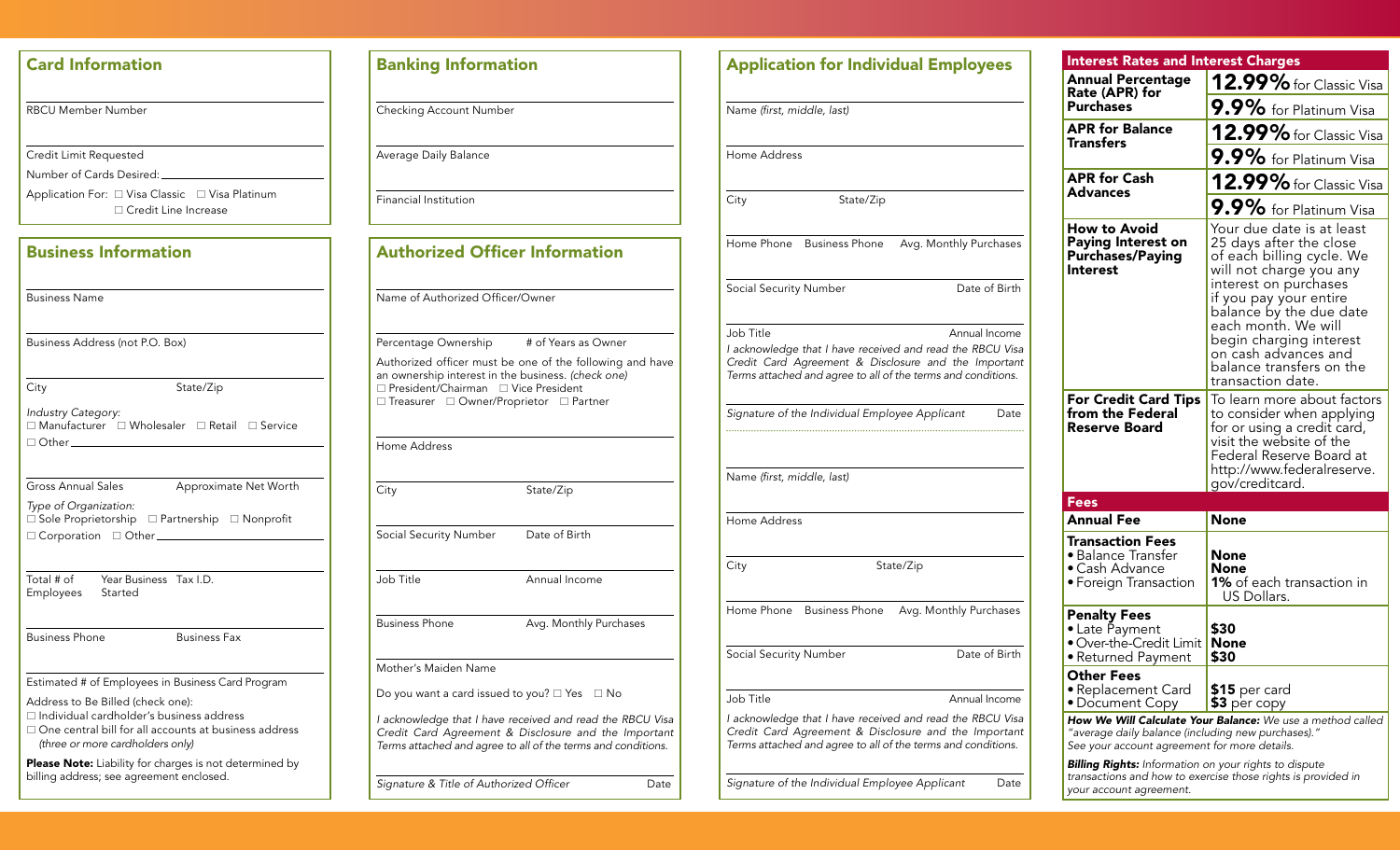## Card Information

RBCU Member Number

Credit Limit Requested

Number of Cards Desired: ____________

Application For: ☐ Visa Classic ☐ Visa Platinum ☐ Credit Line Increase

## Business Information

Business Name

Business Address (not P.O. Box)

City State/Zip

*Industry Category:*
☐ Manufacturer ☐ Wholesaler ☐ Retail ☐ Service
☐ Other ____________

Gross Annual Sales Approximate Net Worth

*Type of Organization:*
☐ Sole Proprietorship ☐ Partnership ☐ Nonprofit
☐ Corporation ☐ Other ____________

Total # of Employees Year Business Started Tax I.D.

Business Phone Business Fax

Estimated # of Employees in Business Card Program

Address to Be Billed (check one):
☐ Individual cardholder's business address
☐ One central bill for all accounts at business address *(three or more cardholders only)*

**Please Note:** Liability for charges is not determined by billing address; see agreement enclosed.

## Banking Information

Checking Account Number

Average Daily Balance

Financial Institution

## Authorized Officer Information

Name of Authorized Officer/Owner

Percentage Ownership # of Years as Owner

Authorized officer must be one of the following and have an ownership interest in the business. *(check one)*
☐ President/Chairman ☐ Vice President
☐ Treasurer ☐ Owner/Proprietor ☐ Partner

Home Address

City State/Zip

Social Security Number Date of Birth

Job Title Annual Income

Business Phone Avg. Monthly Purchases

Mother's Maiden Name

Do you want a card issued to you? ☐ Yes ☐ No

*I acknowledge that I have received and read the RBCU Visa Credit Card Agreement & Disclosure and the Important Terms attached and agree to all of the terms and conditions.*

*Signature & Title of Authorized Officer* Date

## Application for Individual Employees

Name *(first, middle, last)*

Home Address

City State/Zip

Home Phone Business Phone Avg. Monthly Purchases

Social Security Number Date of Birth

Job Title Annual Income

*I acknowledge that I have received and read the RBCU Visa Credit Card Agreement & Disclosure and the Important Terms attached and agree to all of the terms and conditions.*

*Signature of the Individual Employee Applicant* Date

Name *(first, middle, last)*

Home Address

City State/Zip

Home Phone Business Phone Avg. Monthly Purchases

Social Security Number Date of Birth

Job Title Annual Income

*I acknowledge that I have received and read the RBCU Visa Credit Card Agreement & Disclosure and the Important Terms attached and agree to all of the terms and conditions.*

*Signature of the Individual Employee Applicant* Date

## Interest Rates and Interest Charges

| | |
|---|---|
| **Annual Percentage Rate (APR) for Purchases** | **12.99%** for Classic Visa<br>**9.9%** for Platinum Visa |
| **APR for Balance Transfers** | **12.99%** for Classic Visa<br>**9.9%** for Platinum Visa |
| **APR for Cash Advances** | **12.99%** for Classic Visa<br>**9.9%** for Platinum Visa |
| **How to Avoid Paying Interest on Purchases/Paying Interest** | Your due date is at least 25 days after the close of each billing cycle. We will not charge you any interest on purchases if you pay your entire balance by the due date each month. We will begin charging interest on cash advances and balance transfers on the transaction date. |
| **For Credit Card Tips from the Federal Reserve Board** | To learn more about factors to consider when applying for or using a credit card, visit the website of the Federal Reserve Board at http://www.federalreserve.gov/creditcard. |

## Fees

| | |
|---|---|
| **Annual Fee** | **None** |
| **Transaction Fees**<br>• Balance Transfer<br>• Cash Advance<br>• Foreign Transaction | <br>**None**<br>**None**<br>**1%** of each transaction in US Dollars. |
| **Penalty Fees**<br>• Late Payment<br>• Over-the-Credit Limit<br>• Returned Payment | <br>**$30**<br>**None**<br>**$30** |
| **Other Fees**<br>• Replacement Card<br>• Document Copy | <br>**$15** per card<br>**$3** per copy |

***How We Will Calculate Your Balance:*** *We use a method called "average daily balance (including new purchases)." See your account agreement for more details.*

***Billing Rights:*** *Information on your rights to dispute transactions and how to exercise those rights is provided in your account agreement.*